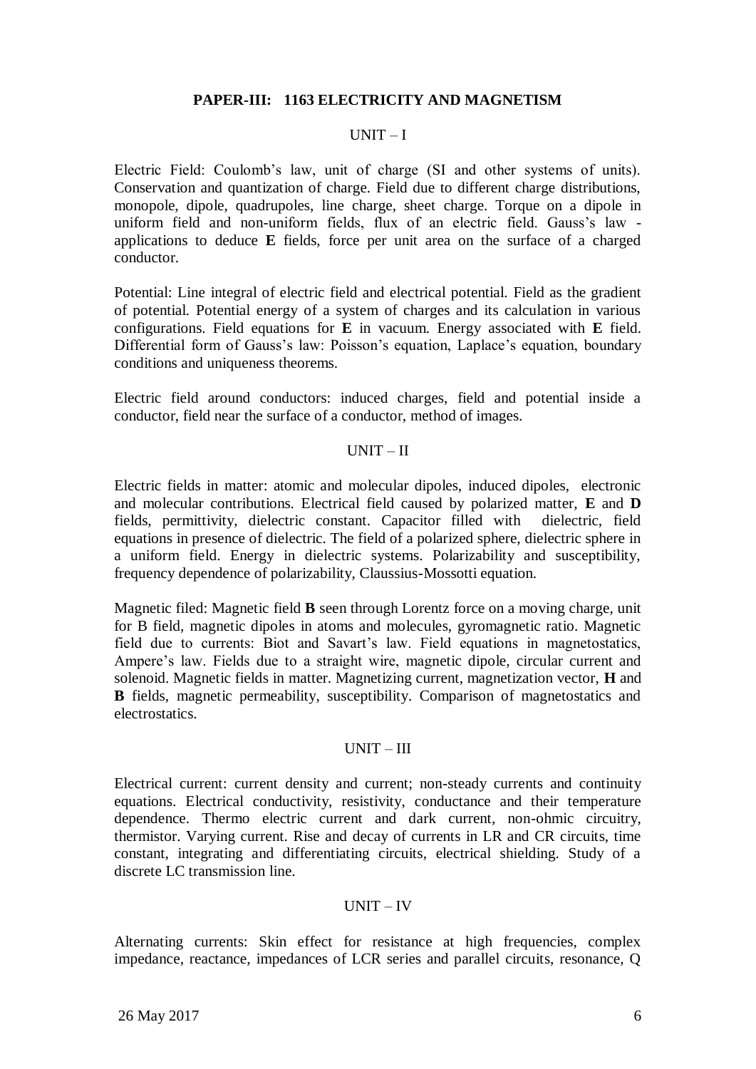## PAPER-III: 1163 ELECTRICITY AND MAGNETISM

### UNIT – I

Electric Field: Coulomb's law, unit of charge (SI and other systems of units). Conservation and quantization of charge. Field due to different charge distributions, monopole, dipole, quadrupoles, line charge, sheet charge. Torque on a dipole in uniform field and non-uniform fields, flux of an electric field. Gauss's law - applications to deduce **E** fields, force per unit area on the surface of a charged conductor.

Potential: Line integral of electric field and electrical potential. Field as the gradient of potential. Potential energy of a system of charges and its calculation in various configurations. Field equations for **E** in vacuum. Energy associated with **E** field. Differential form of Gauss's law: Poisson's equation, Laplace's equation, boundary conditions and uniqueness theorems.

Electric field around conductors: induced charges, field and potential inside a conductor, field near the surface of a conductor, method of images.

### UNIT – II

Electric fields in matter: atomic and molecular dipoles, induced dipoles, electronic and molecular contributions. Electrical field caused by polarized matter, **E** and **D** fields, permittivity, dielectric constant. Capacitor filled with dielectric, field equations in presence of dielectric. The field of a polarized sphere, dielectric sphere in a uniform field. Energy in dielectric systems. Polarizability and susceptibility, frequency dependence of polarizability, Claussius-Mossotti equation.

Magnetic filed: Magnetic field **B** seen through Lorentz force on a moving charge, unit for B field, magnetic dipoles in atoms and molecules, gyromagnetic ratio. Magnetic field due to currents: Biot and Savart's law. Field equations in magnetostatics, Ampere's law. Fields due to a straight wire, magnetic dipole, circular current and solenoid. Magnetic fields in matter. Magnetizing current, magnetization vector, **H** and **B** fields, magnetic permeability, susceptibility. Comparison of magnetostatics and electrostatics.

### UNIT – III

Electrical current: current density and current; non-steady currents and continuity equations. Electrical conductivity, resistivity, conductance and their temperature dependence. Thermo electric current and dark current, non-ohmic circuitry, thermistor. Varying current. Rise and decay of currents in LR and CR circuits, time constant, integrating and differentiating circuits, electrical shielding. Study of a discrete LC transmission line.

### UNIT – IV

Alternating currents: Skin effect for resistance at high frequencies, complex impedance, reactance, impedances of LCR series and parallel circuits, resonance, Q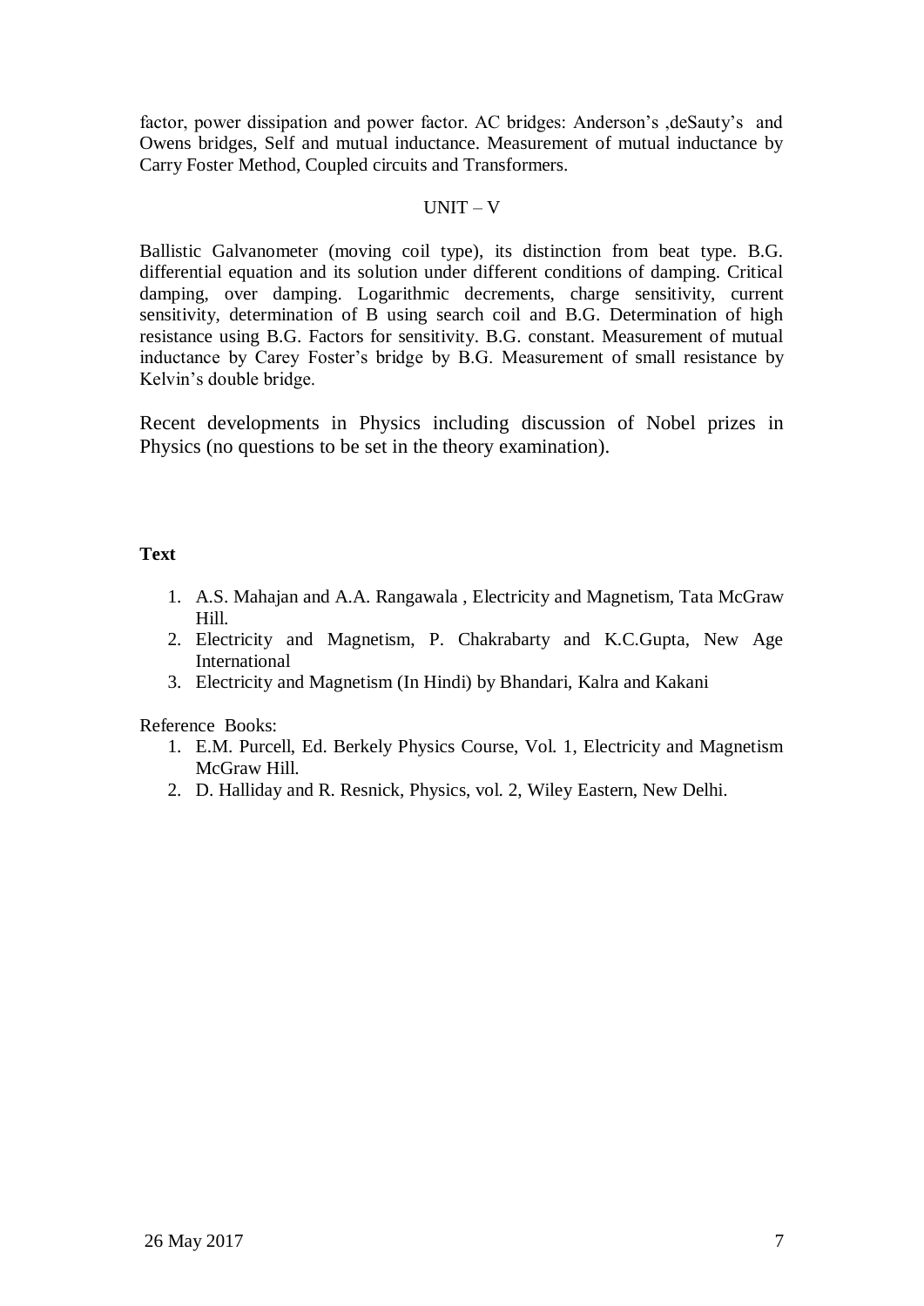factor, power dissipation and power factor. AC bridges: Anderson's ,deSauty's and Owens bridges, Self and mutual inductance. Measurement of mutual inductance by Carry Foster Method, Coupled circuits and Transformers.

## UNIT – V

Ballistic Galvanometer (moving coil type), its distinction from beat type. B.G. differential equation and its solution under different conditions of damping. Critical damping, over damping. Logarithmic decrements, charge sensitivity, current sensitivity, determination of B using search coil and B.G. Determination of high resistance using B.G. Factors for sensitivity. B.G. constant. Measurement of mutual inductance by Carey Foster's bridge by B.G. Measurement of small resistance by Kelvin's double bridge.

Recent developments in Physics including discussion of Nobel prizes in Physics (no questions to be set in the theory examination).

**Text**

1. A.S. Mahajan and A.A. Rangawala , Electricity and Magnetism, Tata McGraw Hill.
2. Electricity and Magnetism, P. Chakrabarty and K.C.Gupta, New Age International
3. Electricity and Magnetism (In Hindi) by Bhandari, Kalra and Kakani

Reference Books:

1. E.M. Purcell, Ed. Berkely Physics Course, Vol. 1, Electricity and Magnetism McGraw Hill.
2. D. Halliday and R. Resnick, Physics, vol. 2, Wiley Eastern, New Delhi.

26 May 2017